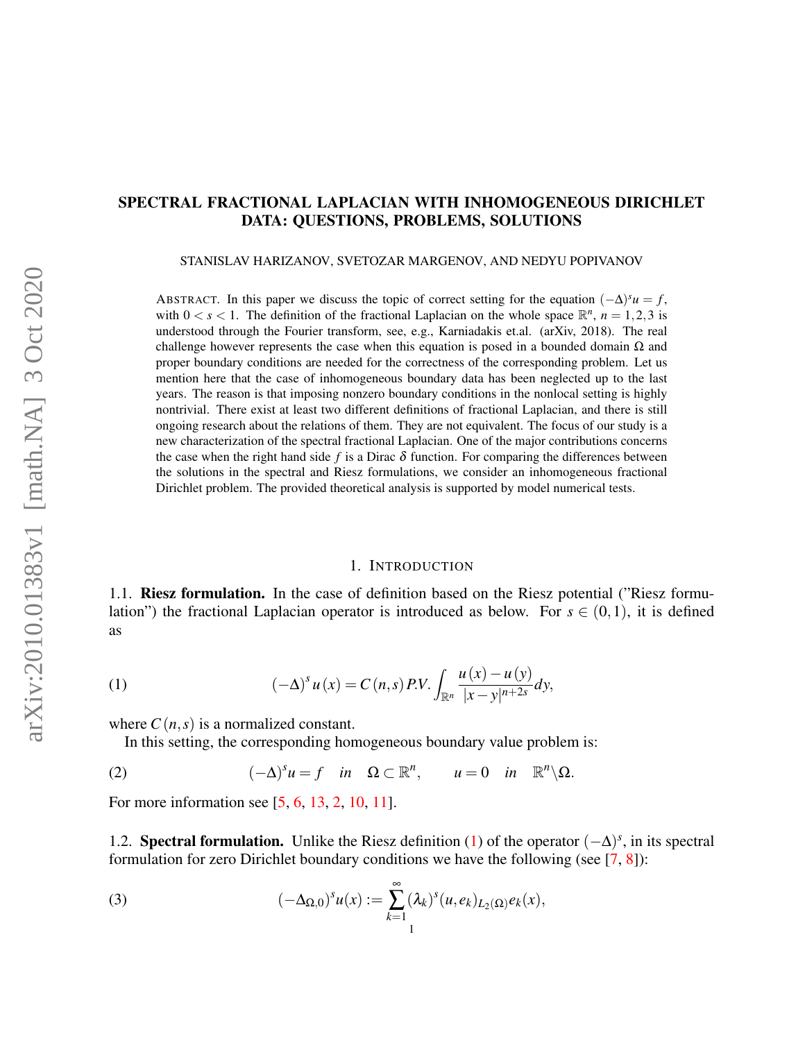# SPECTRAL FRACTIONAL LAPLACIAN WITH INHOMOGENEOUS DIRICHLET DATA: QUESTIONS, PROBLEMS, SOLUTIONS

STANISLAV HARIZANOV, SVETOZAR MARGENOV, AND NEDYU POPIVANOV

ABSTRACT. In this paper we discuss the topic of correct setting for the equation $(-\Delta)^s u = f$, with $0 < s < 1$. The definition of the fractional Laplacian on the whole space $\mathbb{R}^n$, $n = 1,2,3$ is understood through the Fourier transform, see, e.g., Karniadakis et.al. (arXiv, 2018). The real challenge however represents the case when this equation is posed in a bounded domain $\Omega$ and proper boundary conditions are needed for the correctness of the corresponding problem. Let us mention here that the case of inhomogeneous boundary data has been neglected up to the last years. The reason is that imposing nonzero boundary conditions in the nonlocal setting is highly nontrivial. There exist at least two different definitions of fractional Laplacian, and there is still ongoing research about the relations of them. They are not equivalent. The focus of our study is a new characterization of the spectral fractional Laplacian. One of the major contributions concerns the case when the right hand side $f$ is a Dirac $\delta$ function. For comparing the differences between the solutions in the spectral and Riesz formulations, we consider an inhomogeneous fractional Dirichlet problem. The provided theoretical analysis is supported by model numerical tests.

## 1. INTRODUCTION

### 1.1. Riesz formulation.

In the case of definition based on the Riesz potential ("Riesz formulation") the fractional Laplacian operator is introduced as below. For $s \in (0,1)$, it is defined as

$$(-\Delta)^s u(x) = C(n,s) \, P.V. \int_{\mathbb{R}^n} \frac{u(x) - u(y)}{|x-y|^{n+2s}} dy, \tag{1}$$

where $C(n,s)$ is a normalized constant.

In this setting, the corresponding homogeneous boundary value problem is:

$$(-\Delta)^s u = f \quad in \quad \Omega \subset \mathbb{R}^n, \qquad u = 0 \quad in \quad \mathbb{R}^n \backslash \Omega. \tag{2}$$

For more information see [5, 6, 13, 2, 10, 11].

### 1.2. Spectral formulation.

Unlike the Riesz definition (1) of the operator $(-\Delta)^s$, in its spectral formulation for zero Dirichlet boundary conditions we have the following (see [7, 8]):

$$(-\Delta_{\Omega,0})^s u(x) := \sum_{k=1}^{\infty} (\lambda_k)^s (u, e_k)_{L_2(\Omega)} e_k(x), \tag{3}$$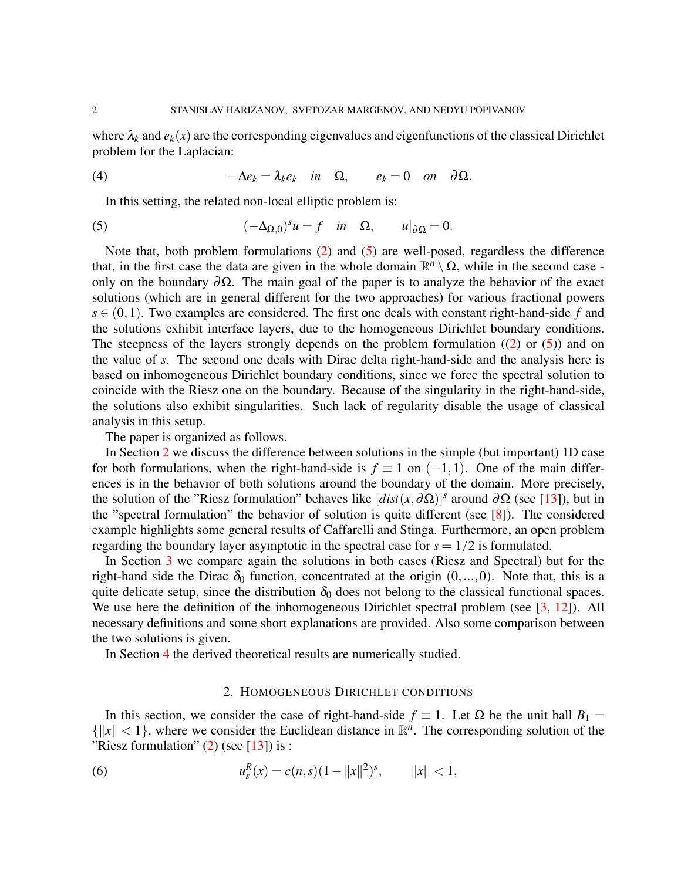where $\lambda_k$ and $e_k(x)$ are the corresponding eigenvalues and eigenfunctions of the classical Dirichlet problem for the Laplacian:

$$-\Delta e_k = \lambda_k e_k \quad in \quad \Omega, \qquad e_k = 0 \quad on \quad \partial\Omega. \tag{4}$$

In this setting, the related non-local elliptic problem is:

$$(-\Delta_{\Omega,0})^s u = f \quad in \quad \Omega, \qquad u|_{\partial\Omega} = 0. \tag{5}$$

Note that, both problem formulations (2) and (5) are well-posed, regardless the difference that, in the first case the data are given in the whole domain $\mathbb{R}^n \setminus \Omega$, while in the second case - only on the boundary $\partial\Omega$. The main goal of the paper is to analyze the behavior of the exact solutions (which are in general different for the two approaches) for various fractional powers $s \in (0,1)$. Two examples are considered. The first one deals with constant right-hand-side $f$ and the solutions exhibit interface layers, due to the homogeneous Dirichlet boundary conditions. The steepness of the layers strongly depends on the problem formulation ((2) or (5)) and on the value of $s$. The second one deals with Dirac delta right-hand-side and the analysis here is based on inhomogeneous Dirichlet boundary conditions, since we force the spectral solution to coincide with the Riesz one on the boundary. Because of the singularity in the right-hand-side, the solutions also exhibit singularities. Such lack of regularity disable the usage of classical analysis in this setup.

The paper is organized as follows.

In Section 2 we discuss the difference between solutions in the simple (but important) 1D case for both formulations, when the right-hand-side is $f \equiv 1$ on $(-1,1)$. One of the main differences is in the behavior of both solutions around the boundary of the domain. More precisely, the solution of the "Riesz formulation" behaves like $[dist(x,\partial\Omega)]^s$ around $\partial\Omega$ (see [13]), but in the "spectral formulation" the behavior of solution is quite different (see [8]). The considered example highlights some general results of Caffarelli and Stinga. Furthermore, an open problem regarding the boundary layer asymptotic in the spectral case for $s = 1/2$ is formulated.

In Section 3 we compare again the solutions in both cases (Riesz and Spectral) but for the right-hand side the Dirac $\delta_0$ function, concentrated at the origin $(0,...,0)$. Note that, this is a quite delicate setup, since the distribution $\delta_0$ does not belong to the classical functional spaces. We use here the definition of the inhomogeneous Dirichlet spectral problem (see [3, 12]). All necessary definitions and some short explanations are provided. Also some comparison between the two solutions is given.

In Section 4 the derived theoretical results are numerically studied.

## 2. Homogeneous Dirichlet conditions

In this section, we consider the case of right-hand-side $f \equiv 1$. Let $\Omega$ be the unit ball $B_1 = \{\|x\| < 1\}$, where we consider the Euclidean distance in $\mathbb{R}^n$. The corresponding solution of the "Riesz formulation" (2) (see [13]) is :

$$u_s^R(x) = c(n,s)(1 - \|x\|^2)^s, \qquad ||x|| < 1, \tag{6}$$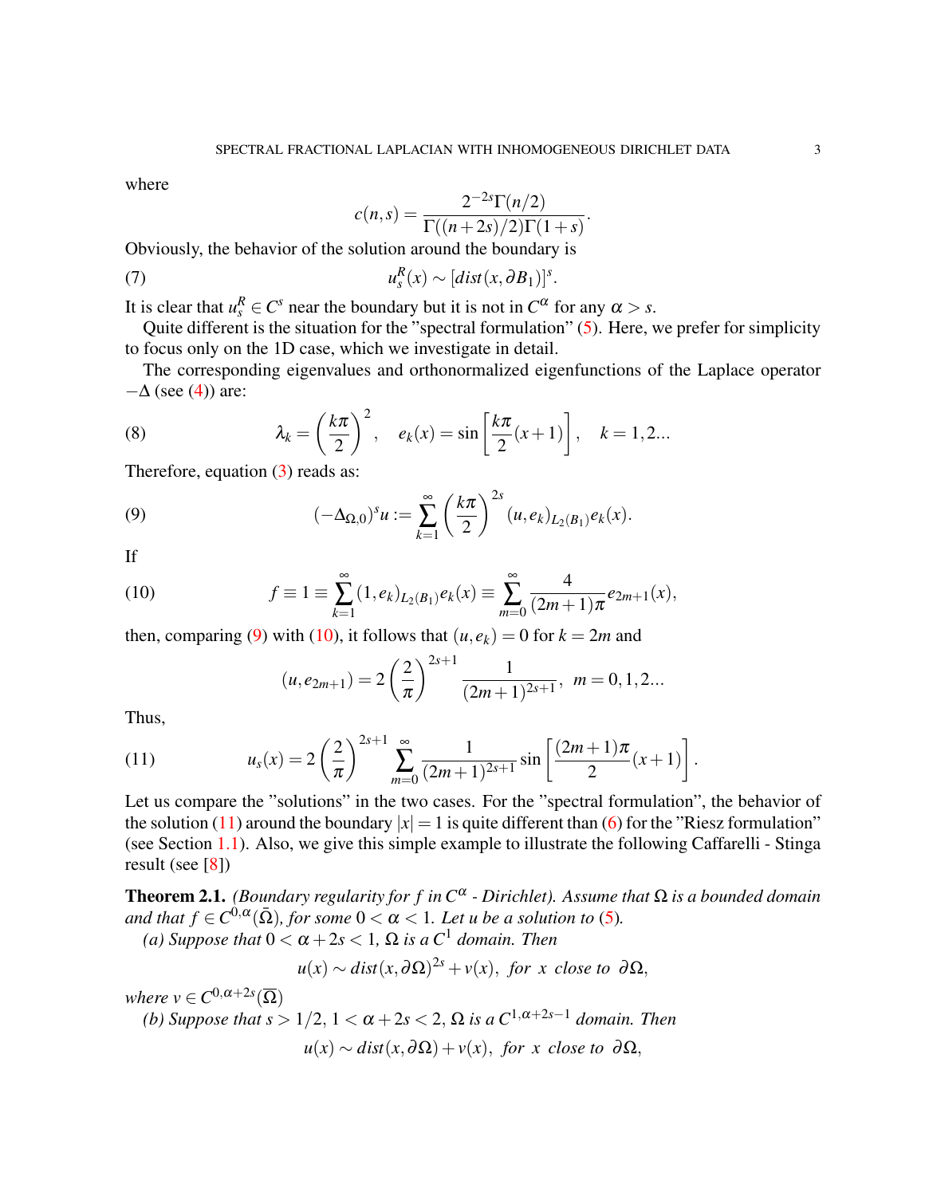where

$$c(n,s) = \frac{2^{-2s}\Gamma(n/2)}{\Gamma((n+2s)/2)\Gamma(1+s)}.$$

Obviously, the behavior of the solution around the boundary is

$$u_s^R(x) \sim [dist(x, \partial B_1)]^s. \tag{7}$$

It is clear that $u_s^R \in C^s$ near the boundary but it is not in $C^\alpha$ for any $\alpha > s$.

Quite different is the situation for the "spectral formulation" (5). Here, we prefer for simplicity to focus only on the 1D case, which we investigate in detail.

The corresponding eigenvalues and orthonormalized eigenfunctions of the Laplace operator $-\Delta$ (see (4)) are:

$$\lambda_k = \left(\frac{k\pi}{2}\right)^2, \quad e_k(x) = \sin\left[\frac{k\pi}{2}(x+1)\right], \quad k = 1, 2... \tag{8}$$

Therefore, equation (3) reads as:

$$(-\Delta_{\Omega,0})^s u := \sum_{k=1}^{\infty} \left(\frac{k\pi}{2}\right)^{2s} (u, e_k)_{L_2(B_1)} e_k(x). \tag{9}$$

If

$$f \equiv 1 \equiv \sum_{k=1}^{\infty} (1, e_k)_{L_2(B_1)} e_k(x) \equiv \sum_{m=0}^{\infty} \frac{4}{(2m+1)\pi} e_{2m+1}(x), \tag{10}$$

then, comparing (9) with (10), it follows that $(u, e_k) = 0$ for $k = 2m$ and

$$(u, e_{2m+1}) = 2\left(\frac{2}{\pi}\right)^{2s+1} \frac{1}{(2m+1)^{2s+1}}, \quad m = 0, 1, 2...$$

Thus,

$$u_s(x) = 2\left(\frac{2}{\pi}\right)^{2s+1} \sum_{m=0}^{\infty} \frac{1}{(2m+1)^{2s+1}} \sin\left[\frac{(2m+1)\pi}{2}(x+1)\right]. \tag{11}$$

Let us compare the "solutions" in the two cases. For the "spectral formulation", the behavior of the solution (11) around the boundary $|x| = 1$ is quite different than (6) for the "Riesz formulation" (see Section 1.1). Also, we give this simple example to illustrate the following Caffarelli - Stinga result (see [8])

**Theorem 2.1.** *(Boundary regularity for $f$ in $C^\alpha$ - Dirichlet). Assume that $\Omega$ is a bounded domain and that $f \in C^{0,\alpha}(\bar{\Omega})$, for some $0 < \alpha < 1$. Let $u$ be a solution to (5).*

*(a) Suppose that $0 < \alpha + 2s < 1$, $\Omega$ is a $C^1$ domain. Then*

$$u(x) \sim dist(x, \partial\Omega)^{2s} + v(x), \ \ for \ \ x \ \ close \ to \ \ \partial\Omega,$$

*where $v \in C^{0,\alpha+2s}(\overline{\Omega})$*

*(b) Suppose that $s > 1/2$, $1 < \alpha + 2s < 2$, $\Omega$ is a $C^{1,\alpha+2s-1}$ domain. Then*

$$u(x) \sim dist(x, \partial\Omega) + v(x), \ \ for \ \ x \ \ close \ to \ \ \partial\Omega,$$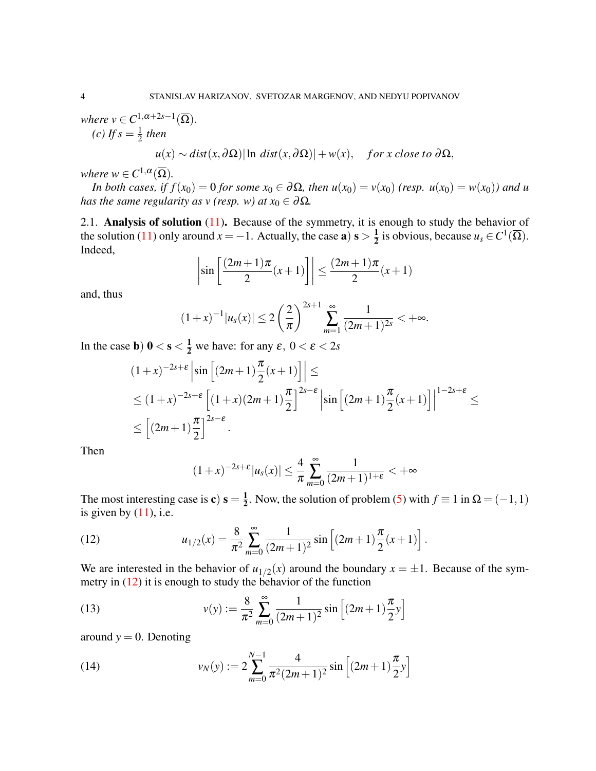where $v \in C^{1,\alpha+2s-1}(\overline{\Omega})$.

*(c) If $s = \frac{1}{2}$ then*

$$u(x) \sim dist(x, \partial\Omega)|\ln\, dist(x, \partial\Omega)| + w(x), \quad for\ x\ close\ to\ \partial\Omega,$$

*where $w \in C^{1,\alpha}(\overline{\Omega})$.*

*In both cases, if $f(x_0) = 0$ for some $x_0 \in \partial\Omega$, then $u(x_0) = v(x_0)$ (resp. $u(x_0) = w(x_0)$) and $u$ has the same regularity as $v$ (resp. $w$) at $x_0 \in \partial\Omega$.*

### 2.1. Analysis of solution (11).

Because of the symmetry, it is enough to study the behavior of the solution (11) only around $x = -1$. Actually, the case **a**) $\mathbf{s > \frac{1}{2}}$ is obvious, because $u_s \in C^1(\overline{\Omega})$. Indeed,

$$\left|\sin\left[\frac{(2m+1)\pi}{2}(x+1)\right]\right| \leq \frac{(2m+1)\pi}{2}(x+1)$$

and, thus

$$(1+x)^{-1}|u_s(x)| \leq 2\left(\frac{2}{\pi}\right)^{2s+1} \sum_{m=1}^{\infty} \frac{1}{(2m+1)^{2s}} < +\infty.$$

In the case **b**) $\mathbf{0 < s < \frac{1}{2}}$ we have: for any $\varepsilon,\ 0 < \varepsilon < 2s$

$$\begin{aligned}
&(1+x)^{-2s+\varepsilon}\left|\sin\left[(2m+1)\frac{\pi}{2}(x+1)\right]\right| \leq \\
&\leq (1+x)^{-2s+\varepsilon}\left[(1+x)(2m+1)\frac{\pi}{2}\right]^{2s-\varepsilon}\left|\sin\left[(2m+1)\frac{\pi}{2}(x+1)\right]\right|^{1-2s+\varepsilon} \leq \\
&\leq \left[(2m+1)\frac{\pi}{2}\right]^{2s-\varepsilon}.
\end{aligned}$$

Then

$$(1+x)^{-2s+\varepsilon}|u_s(x)| \leq \frac{4}{\pi}\sum_{m=0}^{\infty}\frac{1}{(2m+1)^{1+\varepsilon}} < +\infty$$

The most interesting case is **c**) $\mathbf{s = \frac{1}{2}}$. Now, the solution of problem (5) with $f \equiv 1$ in $\Omega = (-1,1)$ is given by (11), i.e.

$$u_{1/2}(x) = \frac{8}{\pi^2}\sum_{m=0}^{\infty}\frac{1}{(2m+1)^2}\sin\left[(2m+1)\frac{\pi}{2}(x+1)\right]. \tag{12}$$

We are interested in the behavior of $u_{1/2}(x)$ around the boundary $x = \pm 1$. Because of the symmetry in (12) it is enough to study the behavior of the function

$$v(y) := \frac{8}{\pi^2}\sum_{m=0}^{\infty}\frac{1}{(2m+1)^2}\sin\left[(2m+1)\frac{\pi}{2}y\right] \tag{13}$$

around $y = 0$. Denoting

$$v_N(y) := 2\sum_{m=0}^{N-1}\frac{4}{\pi^2(2m+1)^2}\sin\left[(2m+1)\frac{\pi}{2}y\right] \tag{14}$$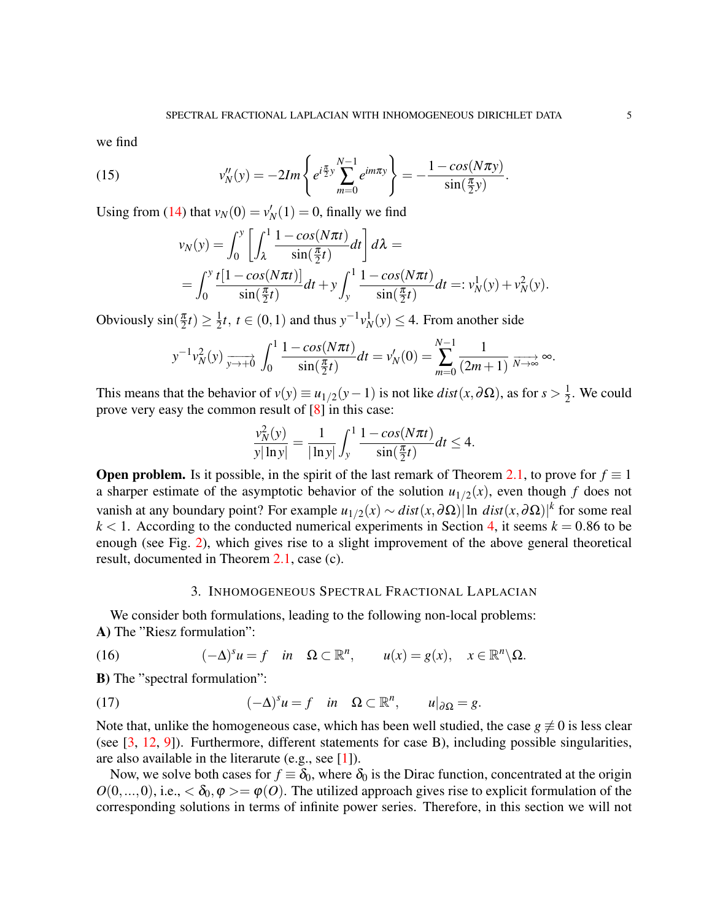we find

$$v_N''(y) = -2Im\left\{e^{i\frac{\pi}{2}y}\sum_{m=0}^{N-1} e^{im\pi y}\right\} = -\frac{1-cos(N\pi y)}{\sin(\frac{\pi}{2}y)}. \tag{15}$$

Using from (14) that $v_N(0) = v_N'(1) = 0$, finally we find

$$v_N(y) = \int_0^y \left[\int_\lambda^1 \frac{1-cos(N\pi t)}{\sin(\frac{\pi}{2}t)}dt\right]d\lambda =$$

$$= \int_0^y \frac{t[1-cos(N\pi t)]}{\sin(\frac{\pi}{2}t)}dt + y\int_y^1 \frac{1-cos(N\pi t)}{\sin(\frac{\pi}{2}t)}dt =: v_N^1(y) + v_N^2(y).$$

Obviously $\sin(\frac{\pi}{2}t) \geq \frac{1}{2}t$, $t \in (0,1)$ and thus $y^{-1}v_N^1(y) \leq 4$. From another side

$$y^{-1}v_N^2(y) \xrightarrow[y\to+0]{} \int_0^1 \frac{1-cos(N\pi t)}{\sin(\frac{\pi}{2}t)}dt = v_N'(0) = \sum_{m=0}^{N-1}\frac{1}{(2m+1)} \xrightarrow[N\to\infty]{} \infty.$$

This means that the behavior of $v(y) \equiv u_{1/2}(y-1)$ is not like $dist(x,\partial\Omega)$, as for $s > \frac{1}{2}$. We could prove very easy the common result of [8] in this case:

$$\frac{v_N^2(y)}{y|\ln y|} = \frac{1}{|\ln y|}\int_y^1 \frac{1-cos(N\pi t)}{\sin(\frac{\pi}{2}t)}dt \leq 4.$$

**Open problem.** Is it possible, in the spirit of the last remark of Theorem 2.1, to prove for $f \equiv 1$ a sharper estimate of the asymptotic behavior of the solution $u_{1/2}(x)$, even though $f$ does not vanish at any boundary point? For example $u_{1/2}(x) \sim dist(x,\partial\Omega)|\ln\ dist(x,\partial\Omega)|^k$ for some real $k < 1$. According to the conducted numerical experiments in Section 4, it seems $k = 0.86$ to be enough (see Fig. 2), which gives rise to a slight improvement of the above general theoretical result, documented in Theorem 2.1, case (c).

## 3. Inhomogeneous Spectral Fractional Laplacian

We consider both formulations, leading to the following non-local problems:
**A)** The "Riesz formulation":

$$(-\Delta)^s u = f \quad in \quad \Omega \subset \mathbb{R}^n, \qquad u(x) = g(x), \quad x \in \mathbb{R}^n \backslash \Omega. \tag{16}$$

**B)** The "spectral formulation":

$$(-\Delta)^s u = f \quad in \quad \Omega \subset \mathbb{R}^n, \qquad u|_{\partial\Omega} = g. \tag{17}$$

Note that, unlike the homogeneous case, which has been well studied, the case $g \not\equiv 0$ is less clear (see [3, 12, 9]). Furthermore, different statements for case B), including possible singularities, are also available in the literarute (e.g., see [1]).

Now, we solve both cases for $f \equiv \delta_0$, where $\delta_0$ is the Dirac function, concentrated at the origin $O(0,...,0)$, i.e., $<\delta_0,\varphi>=\varphi(O)$. The utilized approach gives rise to explicit formulation of the corresponding solutions in terms of infinite power series. Therefore, in this section we will not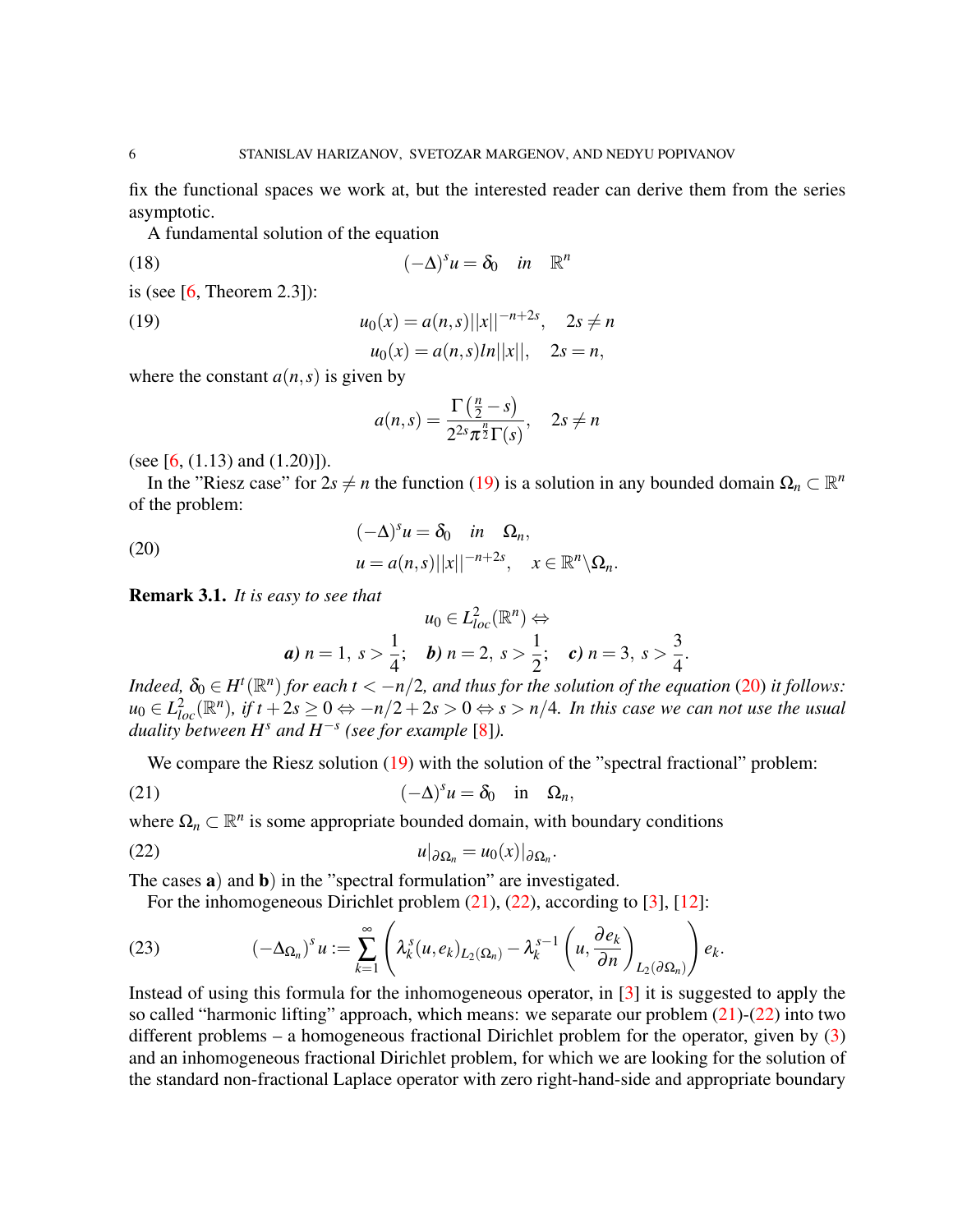fix the functional spaces we work at, but the interested reader can derive them from the series asymptotic.

A fundamental solution of the equation

$$(-\Delta)^s u = \delta_0 \quad in \quad \mathbb{R}^n \tag{18}$$

is (see [6, Theorem 2.3]):

$$\begin{aligned} u_0(x) &= a(n,s)||x||^{-n+2s}, \quad 2s \neq n \\ u_0(x) &= a(n,s) ln||x||, \quad 2s = n, \end{aligned} \tag{19}$$

where the constant $a(n,s)$ is given by

$$a(n,s) = \frac{\Gamma\left(\frac{n}{2} - s\right)}{2^{2s}\pi^{\frac{n}{2}}\Gamma(s)}, \quad 2s \neq n$$

(see [6, (1.13) and (1.20)]).

In the "Riesz case" for $2s \neq n$ the function (19) is a solution in any bounded domain $\Omega_n \subset \mathbb{R}^n$ of the problem:

$$\begin{aligned} (-\Delta)^s u &= \delta_0 \quad in \quad \Omega_n, \\ u &= a(n,s)||x||^{-n+2s}, \quad x \in \mathbb{R}^n \backslash \Omega_n. \end{aligned} \tag{20}$$

**Remark 3.1.** *It is easy to see that*

$$u_0 \in L^2_{loc}(\mathbb{R}^n) \Leftrightarrow$$

$$\textbf{\textit{a)}}\ n = 1,\ s > \frac{1}{4}; \quad \textbf{\textit{b)}}\ n = 2,\ s > \frac{1}{2}; \quad \textbf{\textit{c)}}\ n = 3,\ s > \frac{3}{4}.$$

*Indeed, $\delta_0 \in H^t(\mathbb{R}^n)$ for each $t < -n/2$, and thus for the solution of the equation (20) it follows: $u_0 \in L^2_{loc}(\mathbb{R}^n)$, if $t + 2s \geq 0 \Leftrightarrow -n/2 + 2s > 0 \Leftrightarrow s > n/4$. In this case we can not use the usual duality between $H^s$ and $H^{-s}$ (see for example [8]).*

We compare the Riesz solution (19) with the solution of the "spectral fractional" problem:

$$(-\Delta)^s u = \delta_0 \quad \text{in} \quad \Omega_n, \tag{21}$$

where $\Omega_n \subset \mathbb{R}^n$ is some appropriate bounded domain, with boundary conditions

$$u|_{\partial\Omega_n} = u_0(x)|_{\partial\Omega_n}. \tag{22}$$

The cases **a**) and **b**) in the "spectral formulation" are investigated.

For the inhomogeneous Dirichlet problem (21), (22), according to [3], [12]:

$$(-\Delta_{\Omega_n})^s u := \sum_{k=1}^{\infty} \left( \lambda_k^s (u, e_k)_{L_2(\Omega_n)} - \lambda_k^{s-1} \left( u, \frac{\partial e_k}{\partial n} \right)_{L_2(\partial\Omega_n)} \right) e_k. \tag{23}$$

Instead of using this formula for the inhomogeneous operator, in [3] it is suggested to apply the so called "harmonic lifting" approach, which means: we separate our problem (21)-(22) into two different problems – a homogeneous fractional Dirichlet problem for the operator, given by (3) and an inhomogeneous fractional Dirichlet problem, for which we are looking for the solution of the standard non-fractional Laplace operator with zero right-hand-side and appropriate boundary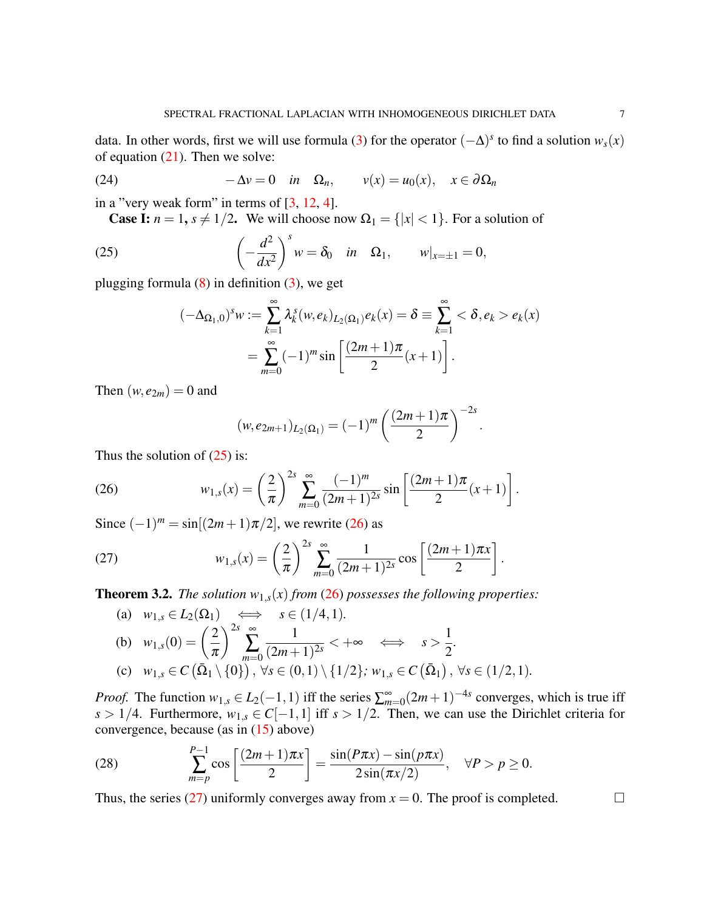data. In other words, first we will use formula (3) for the operator $(-\Delta)^s$ to find a solution $w_s(x)$ of equation (21). Then we solve:

$$-\Delta v = 0 \quad in \quad \Omega_n, \qquad v(x) = u_0(x), \quad x \in \partial\Omega_n \tag{24}$$

in a "very weak form" in terms of [3, 12, 4].

**Case I: $n = 1$, $s \neq 1/2$.** We will choose now $\Omega_1 = \{|x| < 1\}$. For a solution of

$$\left(-\frac{d^2}{dx^2}\right)^s w = \delta_0 \quad in \quad \Omega_1, \qquad w|_{x=\pm 1} = 0, \tag{25}$$

plugging formula (8) in definition (3), we get

$$\begin{aligned}(-\Delta_{\Omega_1,0})^s w &:= \sum_{k=1}^{\infty} \lambda_k^s (w, e_k)_{L_2(\Omega_1)} e_k(x) = \delta \equiv \sum_{k=1}^{\infty} < \delta, e_k > e_k(x) \\ &= \sum_{m=0}^{\infty} (-1)^m \sin\left[\frac{(2m+1)\pi}{2}(x+1)\right].\end{aligned}$$

Then $(w, e_{2m}) = 0$ and

$$(w, e_{2m+1})_{L_2(\Omega_1)} = (-1)^m \left(\frac{(2m+1)\pi}{2}\right)^{-2s}.$$

Thus the solution of (25) is:

$$w_{1,s}(x) = \left(\frac{2}{\pi}\right)^{2s} \sum_{m=0}^{\infty} \frac{(-1)^m}{(2m+1)^{2s}} \sin\left[\frac{(2m+1)\pi}{2}(x+1)\right]. \tag{26}$$

Since $(-1)^m = \sin[(2m+1)\pi/2]$, we rewrite (26) as

$$w_{1,s}(x) = \left(\frac{2}{\pi}\right)^{2s} \sum_{m=0}^{\infty} \frac{1}{(2m+1)^{2s}} \cos\left[\frac{(2m+1)\pi x}{2}\right]. \tag{27}$$

**Theorem 3.2.** *The solution $w_{1,s}(x)$ from (26) possesses the following properties:*

(a) $w_{1,s} \in L_2(\Omega_1) \iff s \in (1/4, 1)$.

(b) $w_{1,s}(0) = \left(\frac{2}{\pi}\right)^{2s} \sum_{m=0}^{\infty} \frac{1}{(2m+1)^{2s}} < +\infty \iff s > \frac{1}{2}$.

(c) $w_{1,s} \in C\left(\bar{\Omega}_1 \setminus \{0\}\right)$, $\forall s \in (0,1) \setminus \{1/2\}$; $w_{1,s} \in C\left(\bar{\Omega}_1\right)$, $\forall s \in (1/2, 1)$.

*Proof.* The function $w_{1,s} \in L_2(-1,1)$ iff the series $\sum_{m=0}^{\infty} (2m+1)^{-4s}$ converges, which is true iff $s > 1/4$. Furthermore, $w_{1,s} \in C[-1,1]$ iff $s > 1/2$. Then, we can use the Dirichlet criteria for convergence, because (as in (15) above)

$$\sum_{m=p}^{P-1} \cos\left[\frac{(2m+1)\pi x}{2}\right] = \frac{\sin(P\pi x) - \sin(p\pi x)}{2\sin(\pi x/2)}, \quad \forall P > p \geq 0. \tag{28}$$

Thus, the series (27) uniformly converges away from $x = 0$. The proof is completed. □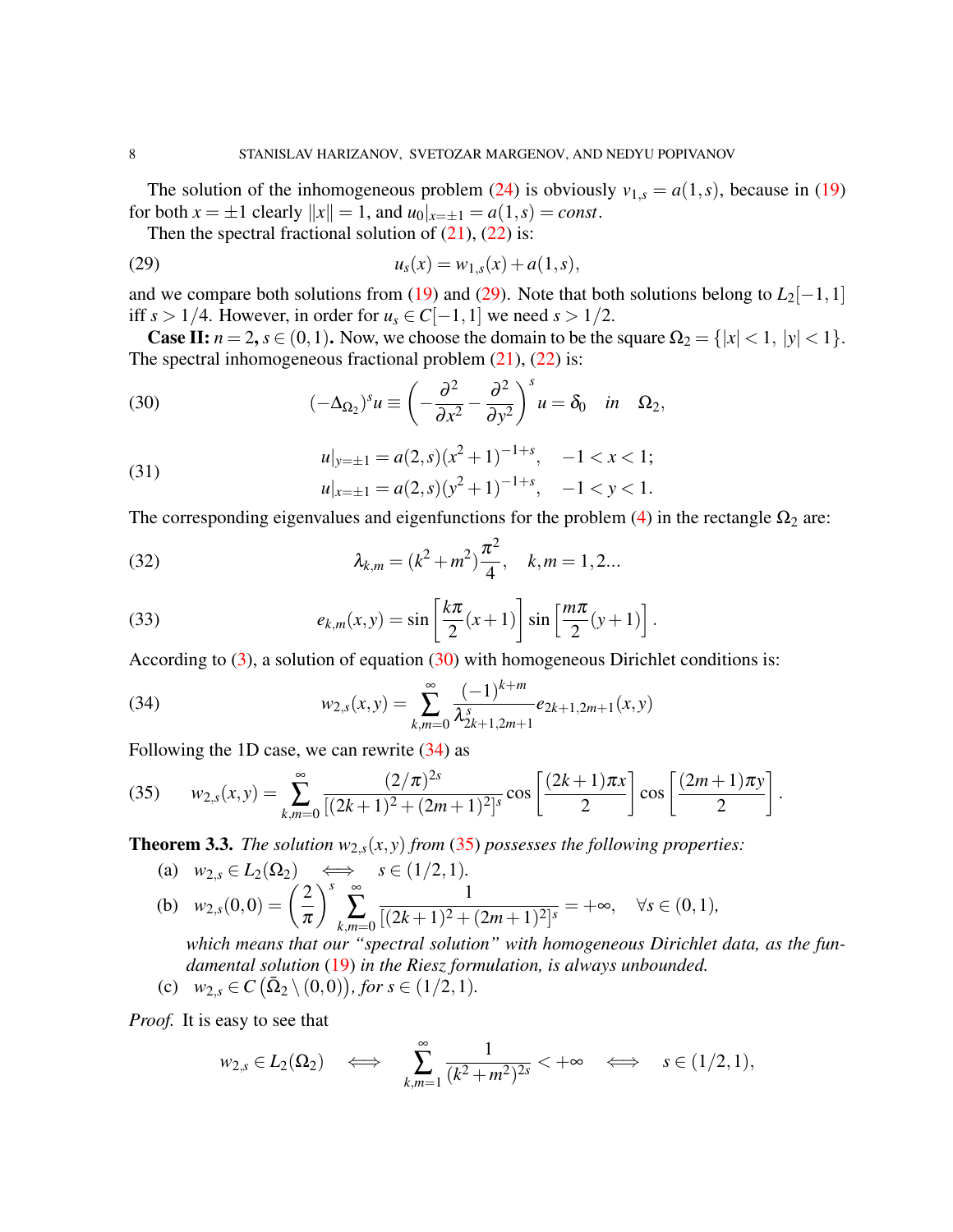The solution of the inhomogeneous problem (24) is obviously $v_{1,s} = a(1,s)$, because in (19) for both $x = \pm 1$ clearly $\|x\| = 1$, and $u_0|_{x=\pm 1} = a(1,s) = const$.

Then the spectral fractional solution of (21), (22) is:

$$u_s(x) = w_{1,s}(x) + a(1,s), \tag{29}$$

and we compare both solutions from (19) and (29). Note that both solutions belong to $L_2[-1,1]$ iff $s > 1/4$. However, in order for $u_s \in C[-1,1]$ we need $s > 1/2$.

**Case II:** $n = 2$**,** $s \in (0,1)$**.** Now, we choose the domain to be the square $\Omega_2 = \{|x| < 1,\ |y| < 1\}$. The spectral inhomogeneous fractional problem (21), (22) is:

$$(-\Delta_{\Omega_2})^s u \equiv \left(-\frac{\partial^2}{\partial x^2} - \frac{\partial^2}{\partial y^2}\right)^s u = \delta_0 \quad in \quad \Omega_2, \tag{30}$$

$$\begin{aligned} u|_{y=\pm 1} &= a(2,s)(x^2+1)^{-1+s}, \quad -1 < x < 1; \\ u|_{x=\pm 1} &= a(2,s)(y^2+1)^{-1+s}, \quad -1 < y < 1. \end{aligned} \tag{31}$$

The corresponding eigenvalues and eigenfunctions for the problem (4) in the rectangle $\Omega_2$ are:

$$\lambda_{k,m} = (k^2+m^2)\frac{\pi^2}{4}, \quad k,m = 1,2\ldots \tag{32}$$

$$e_{k,m}(x,y) = \sin\left[\frac{k\pi}{2}(x+1)\right]\sin\left[\frac{m\pi}{2}(y+1)\right]. \tag{33}$$

According to (3), a solution of equation (30) with homogeneous Dirichlet conditions is:

$$w_{2,s}(x,y) = \sum_{k,m=0}^{\infty} \frac{(-1)^{k+m}}{\lambda^s_{2k+1,2m+1}} e_{2k+1,2m+1}(x,y) \tag{34}$$

Following the 1D case, we can rewrite (34) as

$$w_{2,s}(x,y) = \sum_{k,m=0}^{\infty} \frac{(2/\pi)^{2s}}{[(2k+1)^2+(2m+1)^2]^s} \cos\left[\frac{(2k+1)\pi x}{2}\right]\cos\left[\frac{(2m+1)\pi y}{2}\right]. \tag{35}$$

**Theorem 3.3.** *The solution $w_{2,s}(x,y)$ from (35) possesses the following properties:*

(a) $w_{2,s} \in L_2(\Omega_2) \iff s \in (1/2,1)$.

(b) $w_{2,s}(0,0) = \left(\dfrac{2}{\pi}\right)^s \displaystyle\sum_{k,m=0}^{\infty} \frac{1}{[(2k+1)^2+(2m+1)^2]^s} = +\infty, \quad \forall s \in (0,1),$

*which means that our "spectral solution" with homogeneous Dirichlet data, as the fundamental solution (19) in the Riesz formulation, is always unbounded.*

(c) $w_{2,s} \in C\left(\bar{\Omega}_2 \setminus (0,0)\right)$*, for $s \in (1/2,1)$.*

*Proof.* It is easy to see that

$$w_{2,s} \in L_2(\Omega_2) \iff \sum_{k,m=1}^{\infty} \frac{1}{(k^2+m^2)^{2s}} < +\infty \iff s \in (1/2,1),$$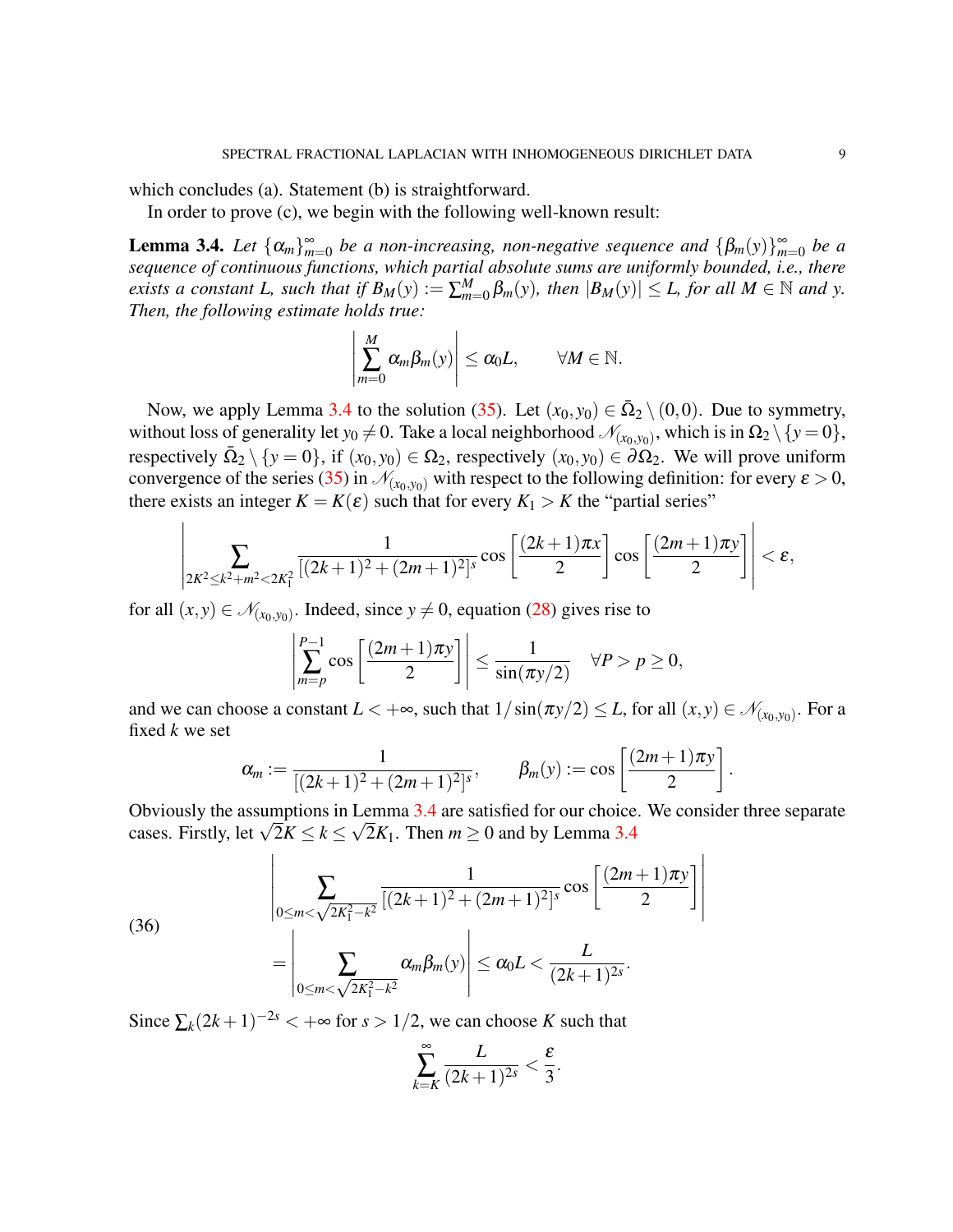which concludes (a). Statement (b) is straightforward.

In order to prove (c), we begin with the following well-known result:

**Lemma 3.4.** *Let $\{\alpha_m\}_{m=0}^{\infty}$ be a non-increasing, non-negative sequence and $\{\beta_m(y)\}_{m=0}^{\infty}$ be a sequence of continuous functions, which partial absolute sums are uniformly bounded, i.e., there exists a constant $L$, such that if $B_M(y) := \sum_{m=0}^{M} \beta_m(y)$, then $|B_M(y)| \leq L$, for all $M \in \mathbb{N}$ and $y$. Then, the following estimate holds true:*

$$\left| \sum_{m=0}^{M} \alpha_m \beta_m(y) \right| \leq \alpha_0 L, \qquad \forall M \in \mathbb{N}.$$

Now, we apply Lemma 3.4 to the solution (35). Let $(x_0, y_0) \in \bar{\Omega}_2 \setminus (0,0)$. Due to symmetry, without loss of generality let $y_0 \neq 0$. Take a local neighborhood $\mathcal{N}_{(x_0,y_0)}$, which is in $\Omega_2 \setminus \{y = 0\}$, respectively $\bar{\Omega}_2 \setminus \{y = 0\}$, if $(x_0, y_0) \in \Omega_2$, respectively $(x_0, y_0) \in \partial\Omega_2$. We will prove uniform convergence of the series (35) in $\mathcal{N}_{(x_0,y_0)}$ with respect to the following definition: for every $\varepsilon > 0$, there exists an integer $K = K(\varepsilon)$ such that for every $K_1 > K$ the "partial series"

$$\left| \sum_{2K^2 \leq k^2 + m^2 < 2K_1^2} \frac{1}{[(2k+1)^2 + (2m+1)^2]^s} \cos\left[\frac{(2k+1)\pi x}{2}\right] \cos\left[\frac{(2m+1)\pi y}{2}\right] \right| < \varepsilon,$$

for all $(x, y) \in \mathcal{N}_{(x_0,y_0)}$. Indeed, since $y \neq 0$, equation (28) gives rise to

$$\left| \sum_{m=p}^{P-1} \cos\left[\frac{(2m+1)\pi y}{2}\right] \right| \leq \frac{1}{\sin(\pi y/2)} \quad \forall P > p \geq 0,$$

and we can choose a constant $L < +\infty$, such that $1/\sin(\pi y/2) \leq L$, for all $(x, y) \in \mathcal{N}_{(x_0,y_0)}$. For a fixed $k$ we set

$$\alpha_m := \frac{1}{[(2k+1)^2 + (2m+1)^2]^s}, \qquad \beta_m(y) := \cos\left[\frac{(2m+1)\pi y}{2}\right].$$

Obviously the assumptions in Lemma 3.4 are satisfied for our choice. We consider three separate cases. Firstly, let $\sqrt{2}K \leq k \leq \sqrt{2}K_1$. Then $m \geq 0$ and by Lemma 3.4

$$\begin{aligned} &\left| \sum_{0 \leq m < \sqrt{2K_1^2 - k^2}} \frac{1}{[(2k+1)^2 + (2m+1)^2]^s} \cos\left[\frac{(2m+1)\pi y}{2}\right] \right| \\ &= \left| \sum_{0 \leq m < \sqrt{2K_1^2 - k^2}} \alpha_m \beta_m(y) \right| \leq \alpha_0 L < \frac{L}{(2k+1)^{2s}}. \end{aligned} \tag{36}$$

Since $\sum_k (2k+1)^{-2s} < +\infty$ for $s > 1/2$, we can choose $K$ such that

$$\sum_{k=K}^{\infty} \frac{L}{(2k+1)^{2s}} < \frac{\varepsilon}{3}.$$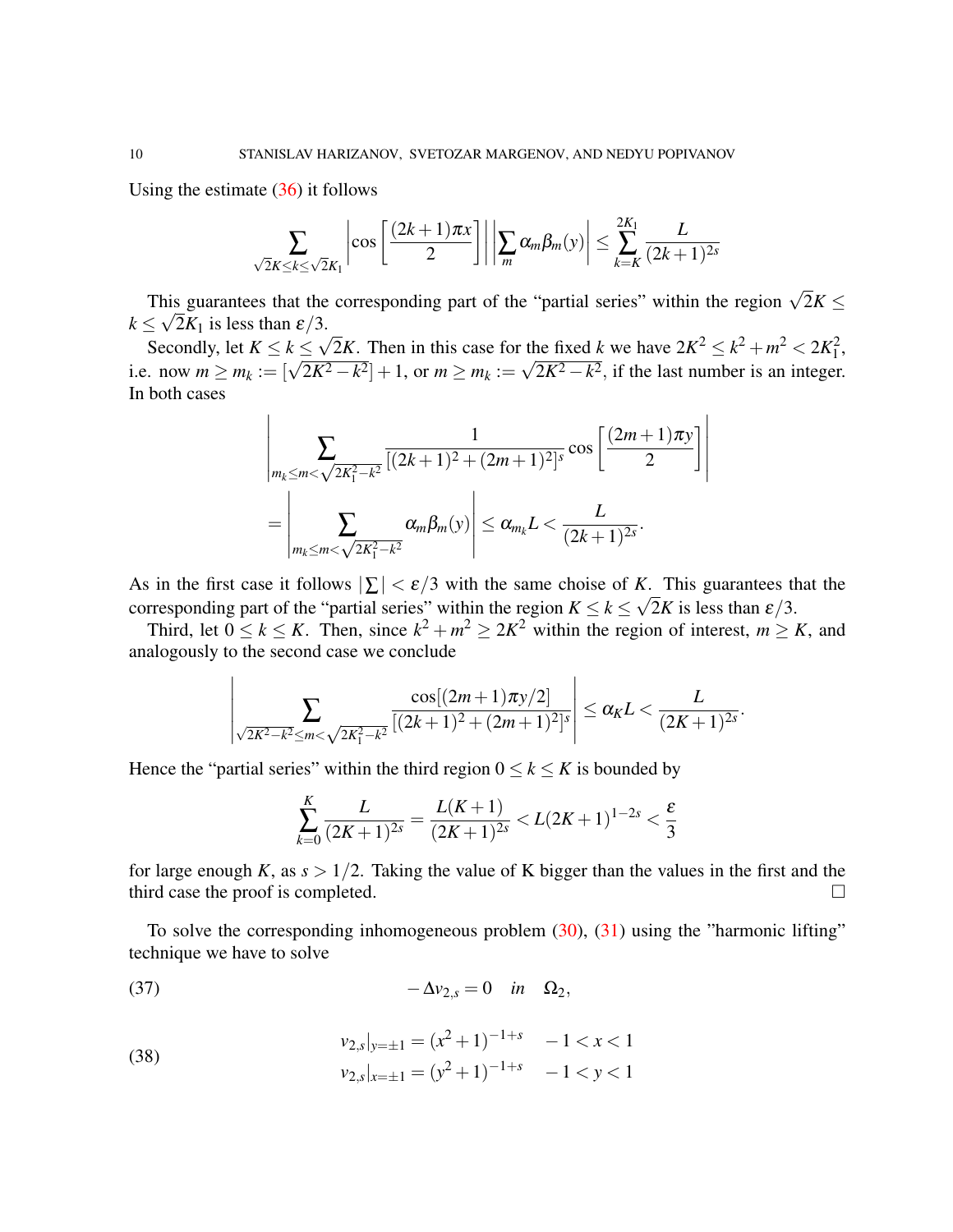Using the estimate (36) it follows

$$\sum_{\sqrt{2}K \le k \le \sqrt{2}K_1} \left| \cos\left[\frac{(2k+1)\pi x}{2}\right] \right| \left| \sum_m \alpha_m \beta_m(y) \right| \le \sum_{k=K}^{2K_1} \frac{L}{(2k+1)^{2s}}$$

This guarantees that the corresponding part of the "partial series" within the region $\sqrt{2}K \le k \le \sqrt{2}K_1$ is less than $\varepsilon/3$.

Secondly, let $K \le k \le \sqrt{2}K$. Then in this case for the fixed $k$ we have $2K^2 \le k^2 + m^2 < 2K_1^2$, i.e. now $m \ge m_k := [\sqrt{2K^2 - k^2}] + 1$, or $m \ge m_k := \sqrt{2K^2 - k^2}$, if the last number is an integer. In both cases

$$\left| \sum_{m_k \le m < \sqrt{2K_1^2 - k^2}} \frac{1}{[(2k+1)^2 + (2m+1)^2]^s} \cos\left[\frac{(2m+1)\pi y}{2}\right] \right|$$
$$= \left| \sum_{m_k \le m < \sqrt{2K_1^2 - k^2}} \alpha_m \beta_m(y) \right| \le \alpha_{m_k} L < \frac{L}{(2k+1)^{2s}}.$$

As in the first case it follows $|\sum| < \varepsilon/3$ with the same choise of $K$. This guarantees that the corresponding part of the "partial series" within the region $K \le k \le \sqrt{2}K$ is less than $\varepsilon/3$.

Third, let $0 \le k \le K$. Then, since $k^2 + m^2 \ge 2K^2$ within the region of interest, $m \ge K$, and analogously to the second case we conclude

$$\left| \sum_{\sqrt{2K^2 - k^2} \le m < \sqrt{2K_1^2 - k^2}} \frac{\cos[(2m+1)\pi y/2]}{[(2k+1)^2 + (2m+1)^2]^s} \right| \le \alpha_K L < \frac{L}{(2K+1)^{2s}}.$$

Hence the "partial series" within the third region $0 \le k \le K$ is bounded by

$$\sum_{k=0}^{K} \frac{L}{(2K+1)^{2s}} = \frac{L(K+1)}{(2K+1)^{2s}} < L(2K+1)^{1-2s} < \frac{\varepsilon}{3}$$

for large enough $K$, as $s > 1/2$. Taking the value of K bigger than the values in the first and the third case the proof is completed. □

To solve the corresponding inhomogeneous problem (30), (31) using the "harmonic lifting" technique we have to solve

$$-\Delta v_{2,s} = 0 \quad in \quad \Omega_2, \tag{37}$$

$$\begin{aligned} v_{2,s}|_{y=\pm 1} &= (x^2+1)^{-1+s} \quad -1 < x < 1 \\ v_{2,s}|_{x=\pm 1} &= (y^2+1)^{-1+s} \quad -1 < y < 1 \end{aligned} \tag{38}$$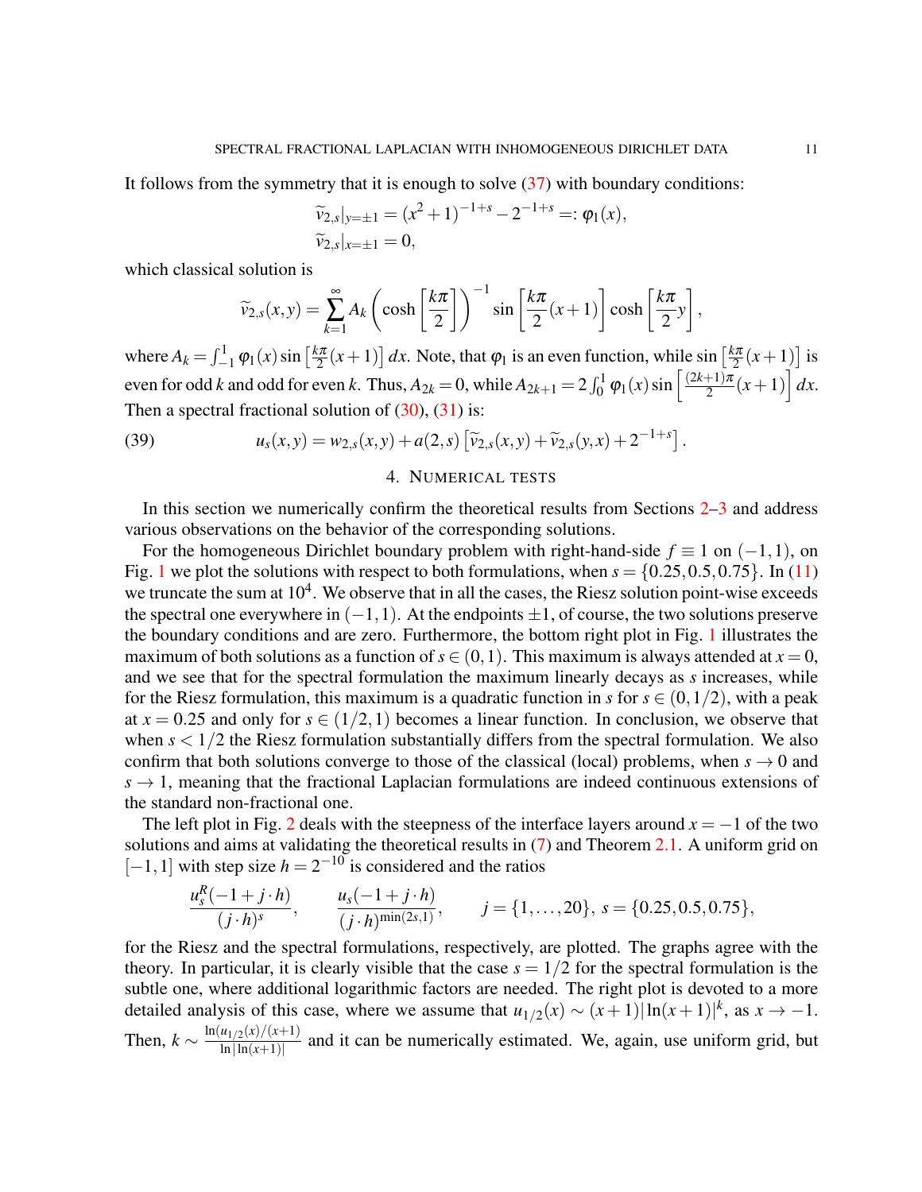It follows from the symmetry that it is enough to solve (37) with boundary conditions:

$$\widetilde{v}_{2,s}|_{y=\pm 1} = (x^2+1)^{-1+s} - 2^{-1+s} =: \varphi_1(x),$$
$$\widetilde{v}_{2,s}|_{x=\pm 1} = 0,$$

which classical solution is

$$\widetilde{v}_{2,s}(x,y) = \sum_{k=1}^{\infty} A_k \left(\cosh\left[\frac{k\pi}{2}\right]\right)^{-1} \sin\left[\frac{k\pi}{2}(x+1)\right] \cosh\left[\frac{k\pi}{2}y\right],$$

where $A_k = \int_{-1}^{1} \varphi_1(x) \sin\left[\frac{k\pi}{2}(x+1)\right] dx$. Note, that $\varphi_1$ is an even function, while $\sin\left[\frac{k\pi}{2}(x+1)\right]$ is even for odd $k$ and odd for even $k$. Thus, $A_{2k} = 0$, while $A_{2k+1} = 2\int_0^1 \varphi_1(x) \sin\left[\frac{(2k+1)\pi}{2}(x+1)\right] dx$. Then a spectral fractional solution of (30), (31) is:

$$u_s(x,y) = w_{2,s}(x,y) + a(2,s)\left[\widetilde{v}_{2,s}(x,y) + \widetilde{v}_{2,s}(y,x) + 2^{-1+s}\right]. \tag{39}$$

## 4. Numerical tests

In this section we numerically confirm the theoretical results from Sections 2–3 and address various observations on the behavior of the corresponding solutions.

For the homogeneous Dirichlet boundary problem with right-hand-side $f \equiv 1$ on $(-1,1)$, on Fig. 1 we plot the solutions with respect to both formulations, when $s = \{0.25, 0.5, 0.75\}$. In (11) we truncate the sum at $10^4$. We observe that in all the cases, the Riesz solution point-wise exceeds the spectral one everywhere in $(-1,1)$. At the endpoints $\pm 1$, of course, the two solutions preserve the boundary conditions and are zero. Furthermore, the bottom right plot in Fig. 1 illustrates the maximum of both solutions as a function of $s \in (0,1)$. This maximum is always attended at $x = 0$, and we see that for the spectral formulation the maximum linearly decays as $s$ increases, while for the Riesz formulation, this maximum is a quadratic function in $s$ for $s \in (0, 1/2)$, with a peak at $x = 0.25$ and only for $s \in (1/2, 1)$ becomes a linear function. In conclusion, we observe that when $s < 1/2$ the Riesz formulation substantially differs from the spectral formulation. We also confirm that both solutions converge to those of the classical (local) problems, when $s \to 0$ and $s \to 1$, meaning that the fractional Laplacian formulations are indeed continuous extensions of the standard non-fractional one.

The left plot in Fig. 2 deals with the steepness of the interface layers around $x = -1$ of the two solutions and aims at validating the theoretical results in (7) and Theorem 2.1. A uniform grid on $[-1,1]$ with step size $h = 2^{-10}$ is considered and the ratios

$$\frac{u_s^R(-1+j\cdot h)}{(j\cdot h)^s}, \qquad \frac{u_s(-1+j\cdot h)}{(j\cdot h)^{\min(2s,1)}}, \qquad j = \{1,\ldots,20\},\ s = \{0.25, 0.5, 0.75\},$$

for the Riesz and the spectral formulations, respectively, are plotted. The graphs agree with the theory. In particular, it is clearly visible that the case $s = 1/2$ for the spectral formulation is the subtle one, where additional logarithmic factors are needed. The right plot is devoted to a more detailed analysis of this case, where we assume that $u_{1/2}(x) \sim (x+1)|\ln(x+1)|^k$, as $x \to -1$. Then, $k \sim \frac{\ln(u_{1/2}(x)/(x+1)}{\ln|\ln(x+1)|}$ and it can be numerically estimated. We, again, use uniform grid, but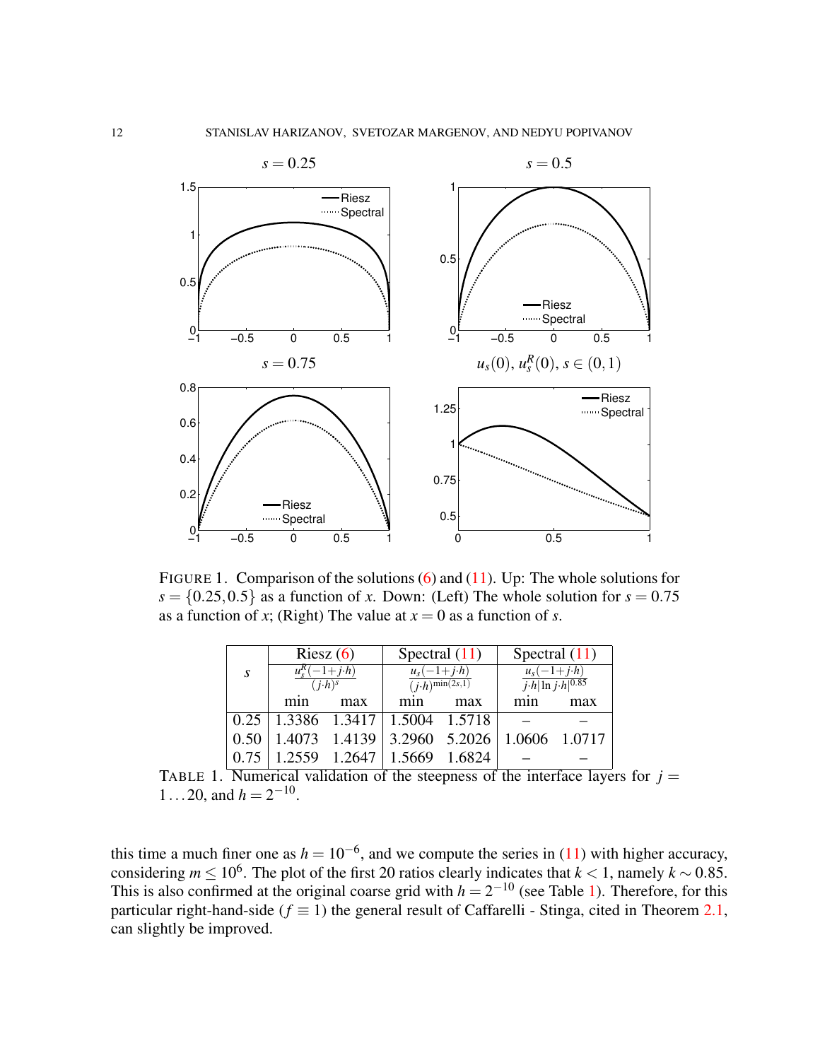FIGURE 1. Comparison of the solutions (6) and (11). Up: The whole solutions for $s = \{0.25, 0.5\}$ as a function of $x$. Down: (Left) The whole solution for $s = 0.75$ as a function of $x$; (Right) The value at $x = 0$ as a function of $s$.

| $s$ | Riesz (6) $\frac{u_s^R(-1+j\cdot h)}{(j\cdot h)^s}$ | | Spectral (11) $\frac{u_s(-1+j\cdot h)}{(j\cdot h)^{\min(2s,1)}}$ | | Spectral (11) $\frac{u_s(-1+j\cdot h)}{j\cdot h\|\ln j\cdot h\|^{0.85}}$ | |
|---|---|---|---|---|---|---|
| | min | max | min | max | min | max |
| 0.25 | 1.3386 | 1.3417 | 1.5004 | 1.5718 | – | – |
| 0.50 | 1.4073 | 1.4139 | 3.2960 | 5.2026 | 1.0606 | 1.0717 |
| 0.75 | 1.2559 | 1.2647 | 1.5669 | 1.6824 | – | – |

TABLE 1. Numerical validation of the steepness of the interface layers for $j = 1 \dots 20$, and $h = 2^{-10}$.

this time a much finer one as $h = 10^{-6}$, and we compute the series in (11) with higher accuracy, considering $m \leq 10^6$. The plot of the first 20 ratios clearly indicates that $k < 1$, namely $k \sim 0.85$. This is also confirmed at the original coarse grid with $h = 2^{-10}$ (see Table 1). Therefore, for this particular right-hand-side ($f \equiv 1$) the general result of Caffarelli - Stinga, cited in Theorem 2.1, can slightly be improved.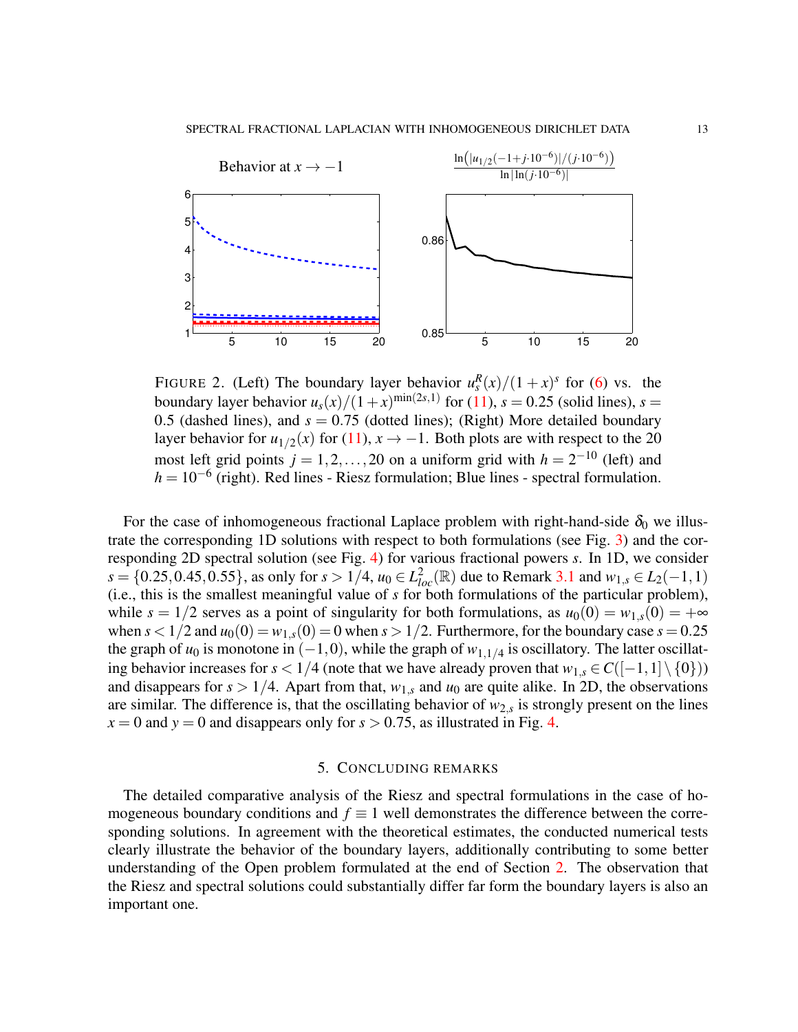FIGURE 2. (Left) The boundary layer behavior $u_s^R(x)/(1+x)^s$ for (6) vs. the boundary layer behavior $u_s(x)/(1+x)^{\min(2s,1)}$ for (11), $s = 0.25$ (solid lines), $s = 0.5$ (dashed lines), and $s = 0.75$ (dotted lines); (Right) More detailed boundary layer behavior for $u_{1/2}(x)$ for (11), $x \to -1$. Both plots are with respect to the 20 most left grid points $j = 1, 2, \ldots, 20$ on a uniform grid with $h = 2^{-10}$ (left) and $h = 10^{-6}$ (right). Red lines - Riesz formulation; Blue lines - spectral formulation.

For the case of inhomogeneous fractional Laplace problem with right-hand-side $\delta_0$ we illustrate the corresponding 1D solutions with respect to both formulations (see Fig. 3) and the corresponding 2D spectral solution (see Fig. 4) for various fractional powers $s$. In 1D, we consider $s = \{0.25, 0.45, 0.55\}$, as only for $s > 1/4$, $u_0 \in L^2_{loc}(\mathbb{R})$ due to Remark 3.1 and $w_{1,s} \in L_2(-1,1)$ (i.e., this is the smallest meaningful value of $s$ for both formulations of the particular problem), while $s = 1/2$ serves as a point of singularity for both formulations, as $u_0(0) = w_{1,s}(0) = +\infty$ when $s < 1/2$ and $u_0(0) = w_{1,s}(0) = 0$ when $s > 1/2$. Furthermore, for the boundary case $s = 0.25$ the graph of $u_0$ is monotone in $(-1,0)$, while the graph of $w_{1,1/4}$ is oscillatory. The latter oscillating behavior increases for $s < 1/4$ (note that we have already proven that $w_{1,s} \in C([-1,1] \setminus \{0\})$) and disappears for $s > 1/4$. Apart from that, $w_{1,s}$ and $u_0$ are quite alike. In 2D, the observations are similar. The difference is, that the oscillating behavior of $w_{2,s}$ is strongly present on the lines $x = 0$ and $y = 0$ and disappears only for $s > 0.75$, as illustrated in Fig. 4.

## 5. Concluding remarks

The detailed comparative analysis of the Riesz and spectral formulations in the case of homogeneous boundary conditions and $f \equiv 1$ well demonstrates the difference between the corresponding solutions. In agreement with the theoretical estimates, the conducted numerical tests clearly illustrate the behavior of the boundary layers, additionally contributing to some better understanding of the Open problem formulated at the end of Section 2. The observation that the Riesz and spectral solutions could substantially differ far form the boundary layers is also an important one.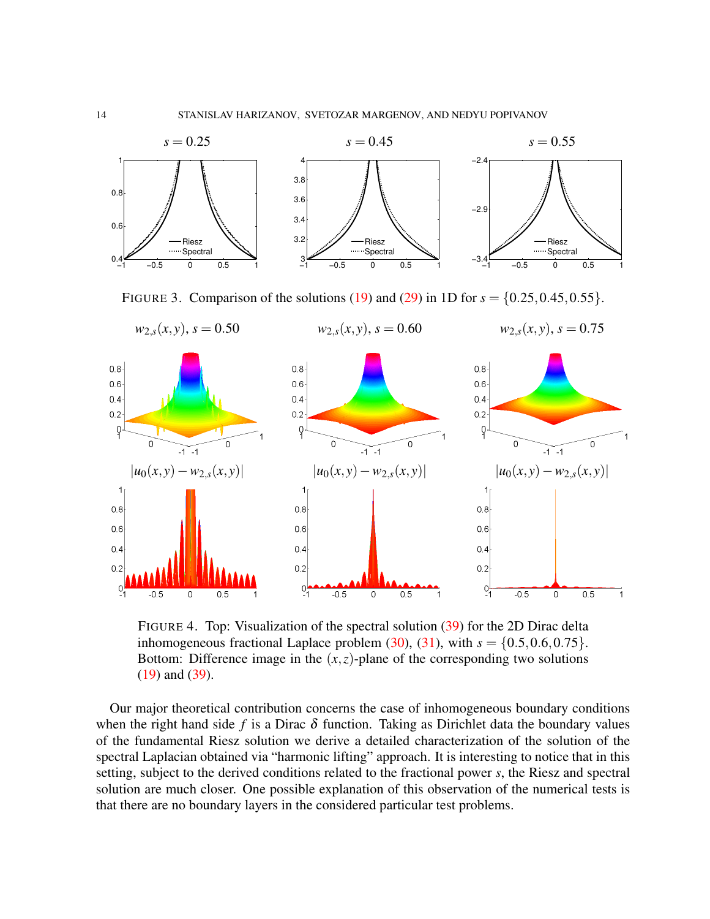FIGURE 3. Comparison of the solutions (19) and (29) in 1D for $s = \{0.25, 0.45, 0.55\}$.

FIGURE 4. Top: Visualization of the spectral solution (39) for the 2D Dirac delta inhomogeneous fractional Laplace problem (30), (31), with $s = \{0.5, 0.6, 0.75\}$. Bottom: Difference image in the $(x,z)$-plane of the corresponding two solutions (19) and (39).

Our major theoretical contribution concerns the case of inhomogeneous boundary conditions when the right hand side $f$ is a Dirac $\delta$ function. Taking as Dirichlet data the boundary values of the fundamental Riesz solution we derive a detailed characterization of the solution of the spectral Laplacian obtained via "harmonic lifting" approach. It is interesting to notice that in this setting, subject to the derived conditions related to the fractional power $s$, the Riesz and spectral solution are much closer. One possible explanation of this observation of the numerical tests is that there are no boundary layers in the considered particular test problems.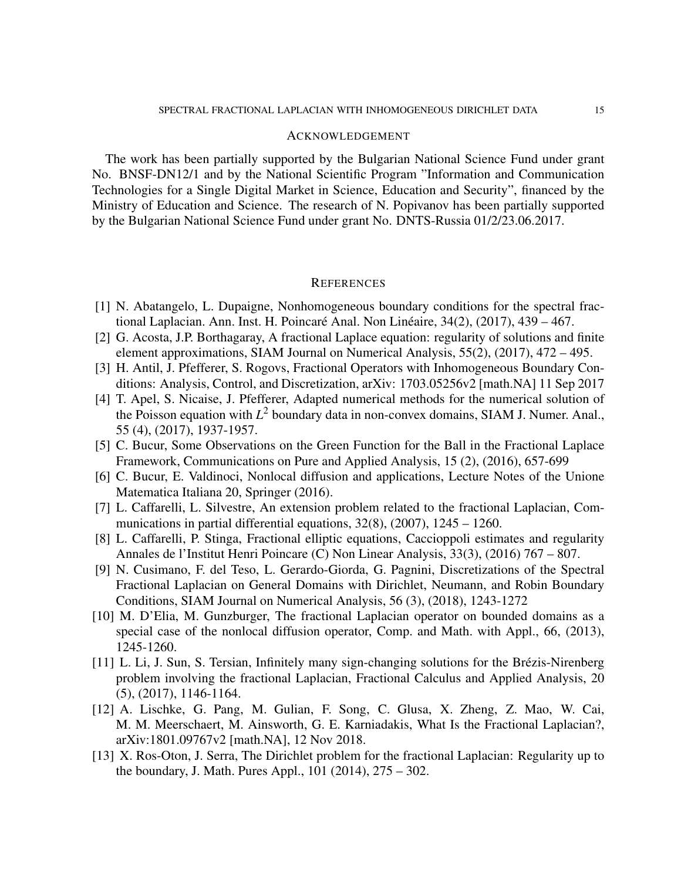## Acknowledgement

The work has been partially supported by the Bulgarian National Science Fund under grant No. BNSF-DN12/1 and by the National Scientific Program "Information and Communication Technologies for a Single Digital Market in Science, Education and Security", financed by the Ministry of Education and Science. The research of N. Popivanov has been partially supported by the Bulgarian National Science Fund under grant No. DNTS-Russia 01/2/23.06.2017.

## References

[1] N. Abatangelo, L. Dupaigne, Nonhomogeneous boundary conditions for the spectral fractional Laplacian. Ann. Inst. H. Poincaré Anal. Non Linéaire, 34(2), (2017), 439 – 467.

[2] G. Acosta, J.P. Borthagaray, A fractional Laplace equation: regularity of solutions and finite element approximations, SIAM Journal on Numerical Analysis, 55(2), (2017), 472 – 495.

[3] H. Antil, J. Pfefferer, S. Rogovs, Fractional Operators with Inhomogeneous Boundary Conditions: Analysis, Control, and Discretization, arXiv: 1703.05256v2 [math.NA] 11 Sep 2017

[4] T. Apel, S. Nicaise, J. Pfefferer, Adapted numerical methods for the numerical solution of the Poisson equation with $L^2$ boundary data in non-convex domains, SIAM J. Numer. Anal., 55 (4), (2017), 1937-1957.

[5] C. Bucur, Some Observations on the Green Function for the Ball in the Fractional Laplace Framework, Communications on Pure and Applied Analysis, 15 (2), (2016), 657-699

[6] C. Bucur, E. Valdinoci, Nonlocal diffusion and applications, Lecture Notes of the Unione Matematica Italiana 20, Springer (2016).

[7] L. Caffarelli, L. Silvestre, An extension problem related to the fractional Laplacian, Communications in partial differential equations, 32(8), (2007), 1245 – 1260.

[8] L. Caffarelli, P. Stinga, Fractional elliptic equations, Caccioppoli estimates and regularity Annales de l'Institut Henri Poincare (C) Non Linear Analysis, 33(3), (2016) 767 – 807.

[9] N. Cusimano, F. del Teso, L. Gerardo-Giorda, G. Pagnini, Discretizations of the Spectral Fractional Laplacian on General Domains with Dirichlet, Neumann, and Robin Boundary Conditions, SIAM Journal on Numerical Analysis, 56 (3), (2018), 1243-1272

[10] M. D'Elia, M. Gunzburger, The fractional Laplacian operator on bounded domains as a special case of the nonlocal diffusion operator, Comp. and Math. with Appl., 66, (2013), 1245-1260.

[11] L. Li, J. Sun, S. Tersian, Infinitely many sign-changing solutions for the Brézis-Nirenberg problem involving the fractional Laplacian, Fractional Calculus and Applied Analysis, 20 (5), (2017), 1146-1164.

[12] A. Lischke, G. Pang, M. Gulian, F. Song, C. Glusa, X. Zheng, Z. Mao, W. Cai, M. M. Meerschaert, M. Ainsworth, G. E. Karniadakis, What Is the Fractional Laplacian?, arXiv:1801.09767v2 [math.NA], 12 Nov 2018.

[13] X. Ros-Oton, J. Serra, The Dirichlet problem for the fractional Laplacian: Regularity up to the boundary, J. Math. Pures Appl., 101 (2014), 275 – 302.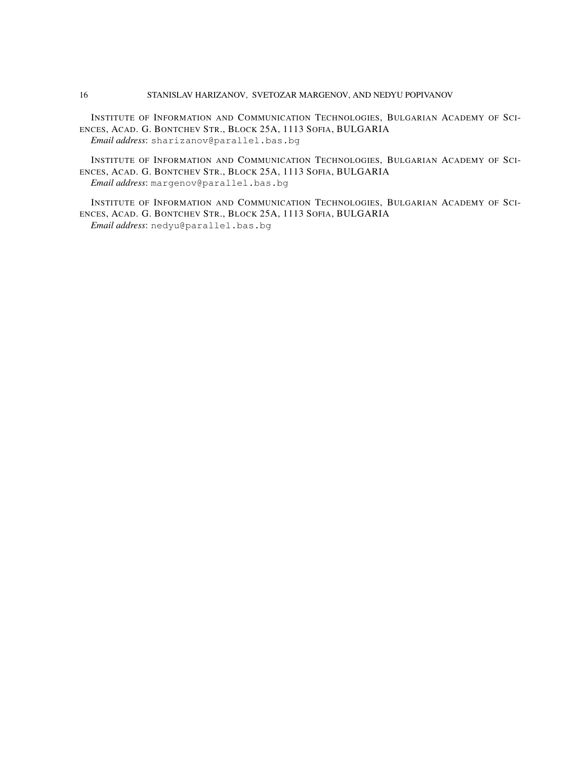INSTITUTE OF INFORMATION AND COMMUNICATION TECHNOLOGIES, BULGARIAN ACADEMY OF SCIENCES, ACAD. G. BONTCHEV STR., BLOCK 25A, 1113 SOFIA, BULGARIA
*Email address*: sharizanov@parallel.bas.bg

INSTITUTE OF INFORMATION AND COMMUNICATION TECHNOLOGIES, BULGARIAN ACADEMY OF SCIENCES, ACAD. G. BONTCHEV STR., BLOCK 25A, 1113 SOFIA, BULGARIA
*Email address*: margenov@parallel.bas.bg

INSTITUTE OF INFORMATION AND COMMUNICATION TECHNOLOGIES, BULGARIAN ACADEMY OF SCIENCES, ACAD. G. BONTCHEV STR., BLOCK 25A, 1113 SOFIA, BULGARIA
*Email address*: nedyu@parallel.bas.bg